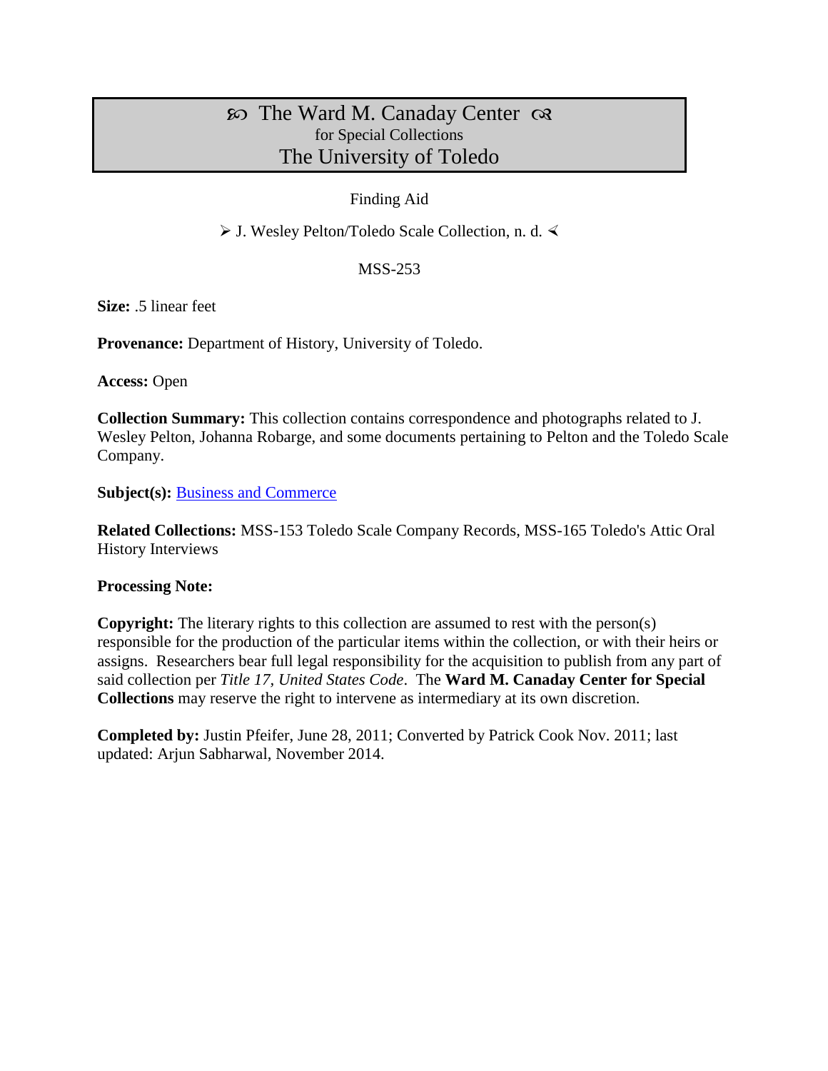# ꕥ The Ward M. Canaday Center ꕥ
for Special Collections
The University of Toledo

Finding Aid

➢ J. Wesley Pelton/Toledo Scale Collection, n. d. ≺

MSS-253

**Size:** .5 linear feet

**Provenance:** Department of History, University of Toledo.

**Access:** Open

**Collection Summary:** This collection contains correspondence and photographs related to J. Wesley Pelton, Johanna Robarge, and some documents pertaining to Pelton and the Toledo Scale Company.

**Subject(s):** Business and Commerce

**Related Collections:** MSS-153 Toledo Scale Company Records, MSS-165 Toledo's Attic Oral History Interviews

**Processing Note:**

**Copyright:** The literary rights to this collection are assumed to rest with the person(s) responsible for the production of the particular items within the collection, or with their heirs or assigns. Researchers bear full legal responsibility for the acquisition to publish from any part of said collection per *Title 17, United States Code*. The **Ward M. Canaday Center for Special Collections** may reserve the right to intervene as intermediary at its own discretion.

**Completed by:** Justin Pfeifer, June 28, 2011; Converted by Patrick Cook Nov. 2011; last updated: Arjun Sabharwal, November 2014.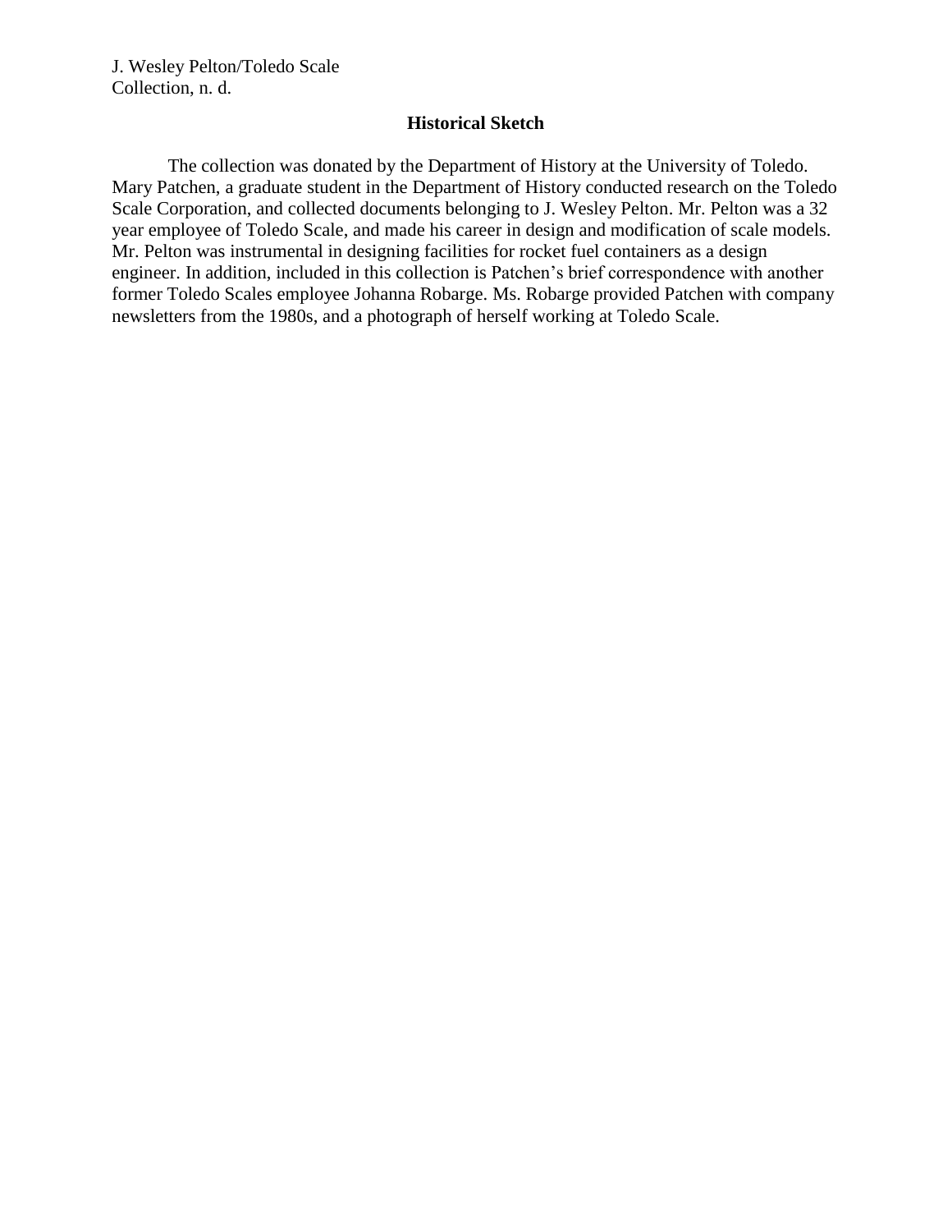J. Wesley Pelton/Toledo Scale
Collection, n. d.

## Historical Sketch

The collection was donated by the Department of History at the University of Toledo. Mary Patchen, a graduate student in the Department of History conducted research on the Toledo Scale Corporation, and collected documents belonging to J. Wesley Pelton. Mr. Pelton was a 32 year employee of Toledo Scale, and made his career in design and modification of scale models. Mr. Pelton was instrumental in designing facilities for rocket fuel containers as a design engineer. In addition, included in this collection is Patchen's brief correspondence with another former Toledo Scales employee Johanna Robarge. Ms. Robarge provided Patchen with company newsletters from the 1980s, and a photograph of herself working at Toledo Scale.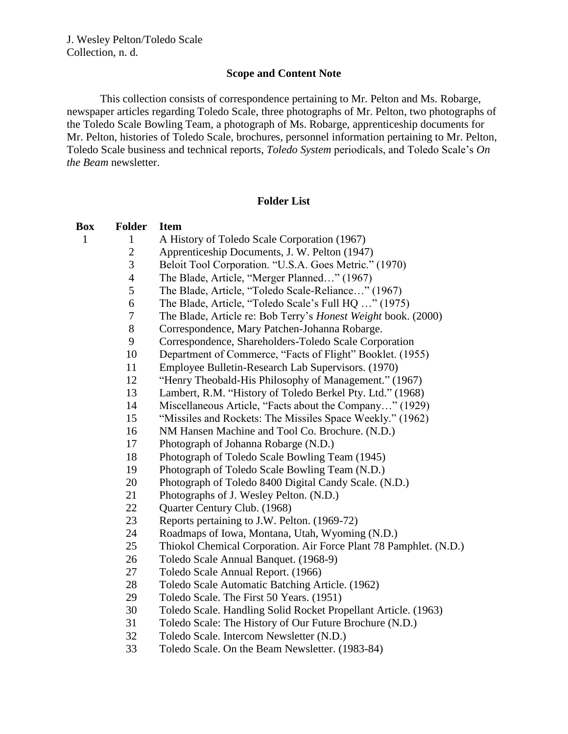J. Wesley Pelton/Toledo Scale
Collection, n. d.

## Scope and Content Note

This collection consists of correspondence pertaining to Mr. Pelton and Ms. Robarge, newspaper articles regarding Toledo Scale, three photographs of Mr. Pelton, two photographs of the Toledo Scale Bowling Team, a photograph of Ms. Robarge, apprenticeship documents for Mr. Pelton, histories of Toledo Scale, brochures, personnel information pertaining to Mr. Pelton, Toledo Scale business and technical reports, *Toledo System* periodicals, and Toledo Scale's *On the Beam* newsletter.

## Folder List

| Box | Folder | Item |
|---|---|---|
| 1 | 1 | A History of Toledo Scale Corporation (1967) |
| | 2 | Apprenticeship Documents, J. W. Pelton (1947) |
| | 3 | Beloit Tool Corporation. "U.S.A. Goes Metric." (1970) |
| | 4 | The Blade, Article, "Merger Planned…" (1967) |
| | 5 | The Blade, Article, "Toledo Scale-Reliance…" (1967) |
| | 6 | The Blade, Article, "Toledo Scale's Full HQ …" (1975) |
| | 7 | The Blade, Article re: Bob Terry's *Honest Weight* book. (2000) |
| | 8 | Correspondence, Mary Patchen-Johanna Robarge. |
| | 9 | Correspondence, Shareholders-Toledo Scale Corporation |
| | 10 | Department of Commerce, "Facts of Flight" Booklet. (1955) |
| | 11 | Employee Bulletin-Research Lab Supervisors. (1970) |
| | 12 | "Henry Theobald-His Philosophy of Management." (1967) |
| | 13 | Lambert, R.M. "History of Toledo Berkel Pty. Ltd." (1968) |
| | 14 | Miscellaneous Article, "Facts about the Company…" (1929) |
| | 15 | "Missiles and Rockets: The Missiles Space Weekly." (1962) |
| | 16 | NM Hansen Machine and Tool Co. Brochure. (N.D.) |
| | 17 | Photograph of Johanna Robarge (N.D.) |
| | 18 | Photograph of Toledo Scale Bowling Team (1945) |
| | 19 | Photograph of Toledo Scale Bowling Team (N.D.) |
| | 20 | Photograph of Toledo 8400 Digital Candy Scale. (N.D.) |
| | 21 | Photographs of J. Wesley Pelton. (N.D.) |
| | 22 | Quarter Century Club. (1968) |
| | 23 | Reports pertaining to J.W. Pelton. (1969-72) |
| | 24 | Roadmaps of Iowa, Montana, Utah, Wyoming (N.D.) |
| | 25 | Thiokol Chemical Corporation. Air Force Plant 78 Pamphlet. (N.D.) |
| | 26 | Toledo Scale Annual Banquet. (1968-9) |
| | 27 | Toledo Scale Annual Report. (1966) |
| | 28 | Toledo Scale Automatic Batching Article. (1962) |
| | 29 | Toledo Scale. The First 50 Years. (1951) |
| | 30 | Toledo Scale. Handling Solid Rocket Propellant Article. (1963) |
| | 31 | Toledo Scale: The History of Our Future Brochure (N.D.) |
| | 32 | Toledo Scale. Intercom Newsletter (N.D.) |
| | 33 | Toledo Scale. On the Beam Newsletter. (1983-84) |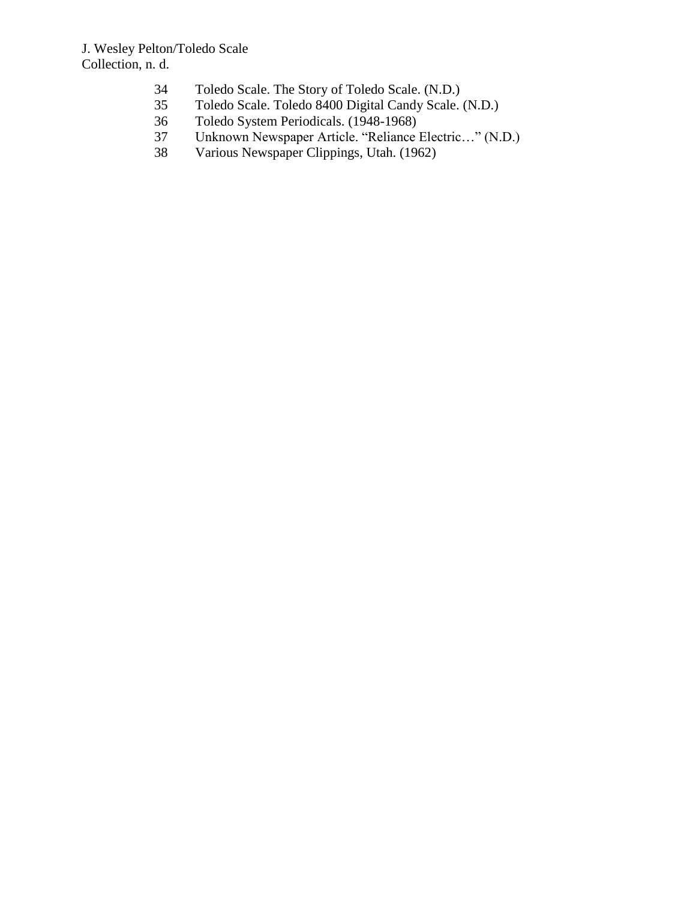J. Wesley Pelton/Toledo Scale
Collection, n. d.

| | |
|---|---|
| 34 | Toledo Scale. The Story of Toledo Scale. (N.D.) |
| 35 | Toledo Scale. Toledo 8400 Digital Candy Scale. (N.D.) |
| 36 | Toledo System Periodicals. (1948-1968) |
| 37 | Unknown Newspaper Article. "Reliance Electric…" (N.D.) |
| 38 | Various Newspaper Clippings, Utah. (1962) |